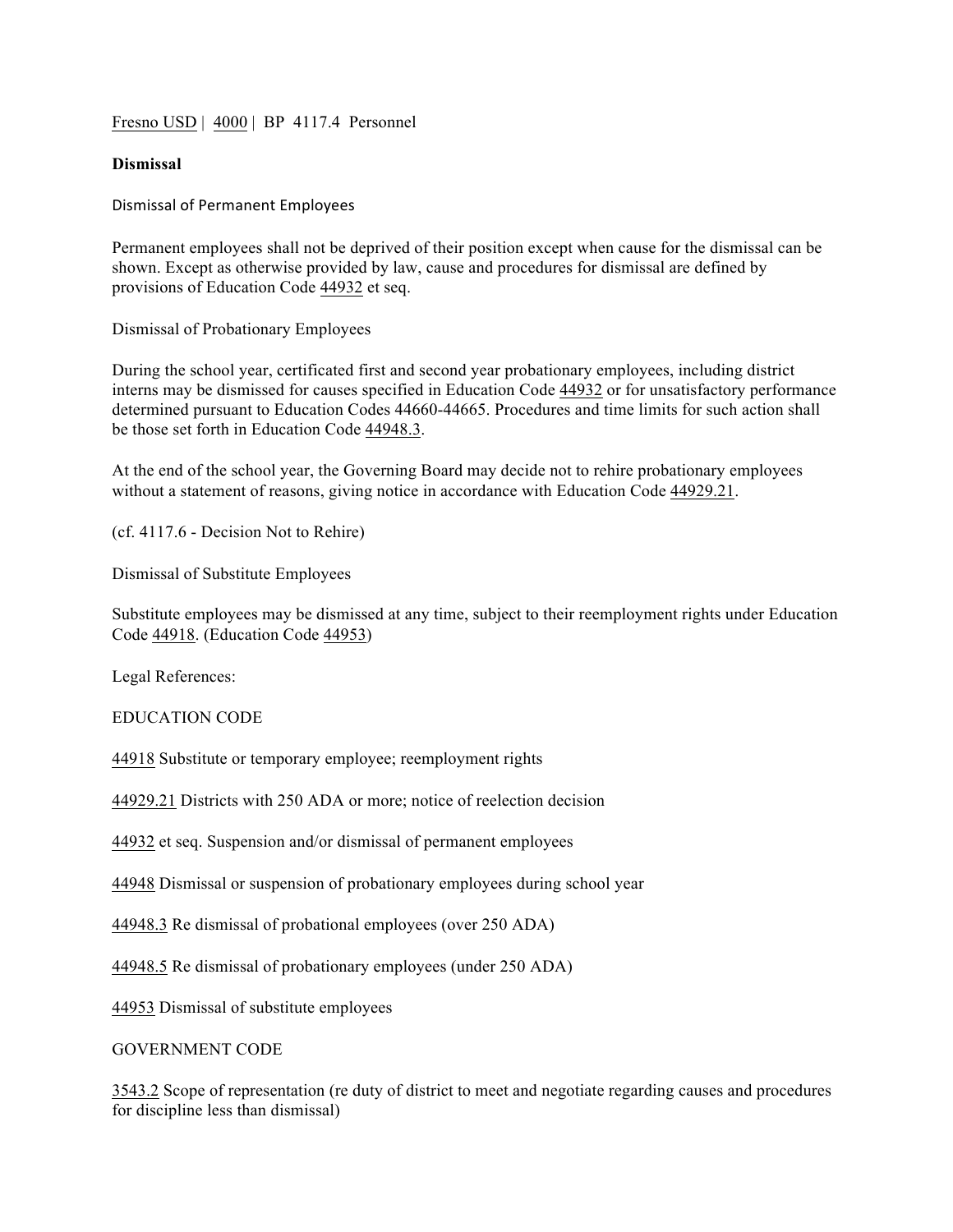Fresno USD | 4000 | BP 4117.4 Personnel

**Dismissal**

Dismissal of Permanent Employees

Permanent employees shall not be deprived of their position except when cause for the dismissal can be shown. Except as otherwise provided by law, cause and procedures for dismissal are defined by provisions of Education Code 44932 et seq.

Dismissal of Probationary Employees

During the school year, certificated first and second year probationary employees, including district interns may be dismissed for causes specified in Education Code 44932 or for unsatisfactory performance determined pursuant to Education Codes 44660-44665. Procedures and time limits for such action shall be those set forth in Education Code 44948.3.

At the end of the school year, the Governing Board may decide not to rehire probationary employees without a statement of reasons, giving notice in accordance with Education Code 44929.21.

(cf. 4117.6 - Decision Not to Rehire)

Dismissal of Substitute Employees

Substitute employees may be dismissed at any time, subject to their reemployment rights under Education Code 44918. (Education Code 44953)

Legal References:

EDUCATION CODE

44918 Substitute or temporary employee; reemployment rights

44929.21 Districts with 250 ADA or more; notice of reelection decision

44932 et seq. Suspension and/or dismissal of permanent employees

44948 Dismissal or suspension of probationary employees during school year

44948.3 Re dismissal of probational employees (over 250 ADA)

44948.5 Re dismissal of probationary employees (under 250 ADA)

44953 Dismissal of substitute employees

GOVERNMENT CODE

3543.2 Scope of representation (re duty of district to meet and negotiate regarding causes and procedures for discipline less than dismissal)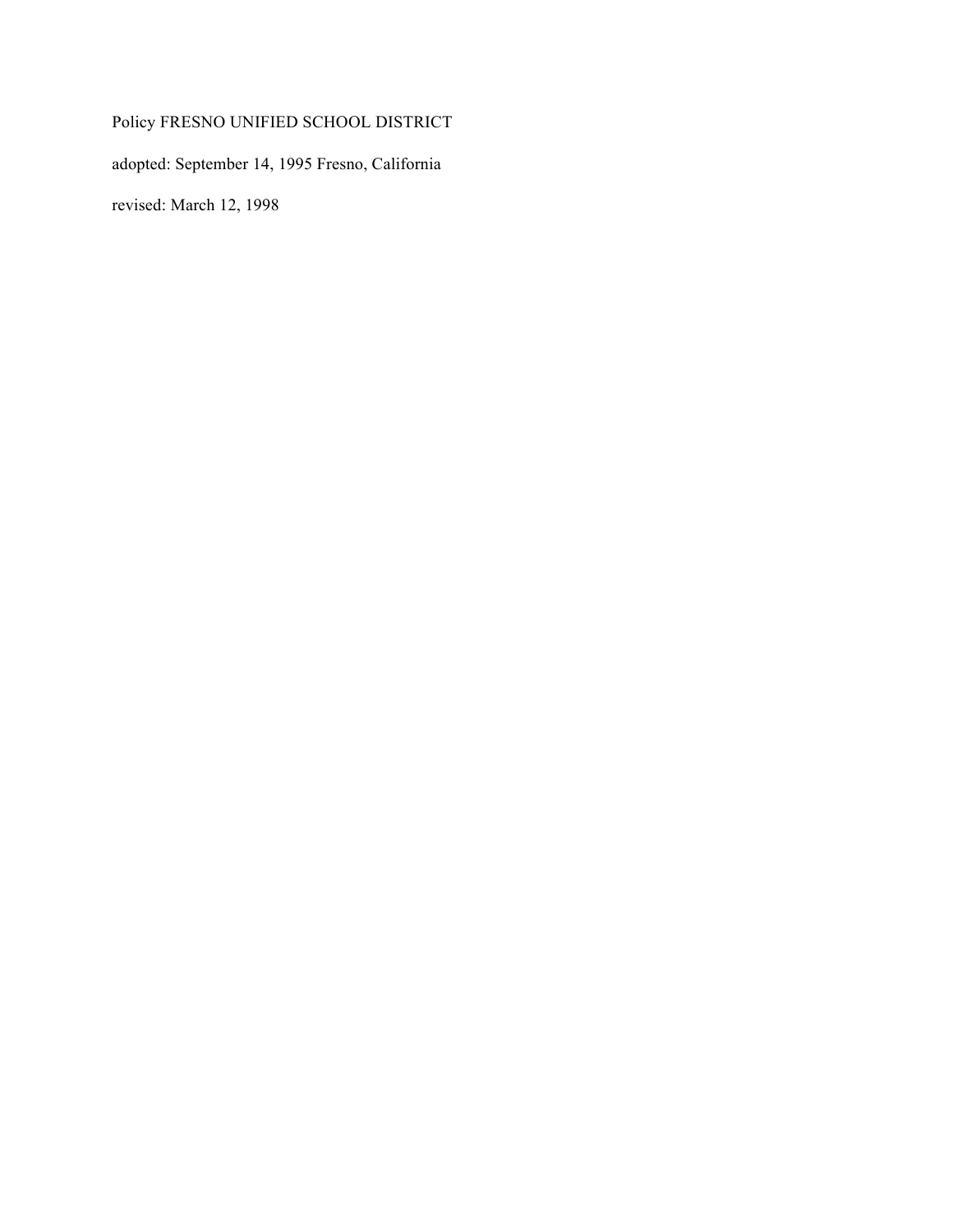Policy FRESNO UNIFIED SCHOOL DISTRICT

adopted: September 14, 1995 Fresno, California

revised: March 12, 1998